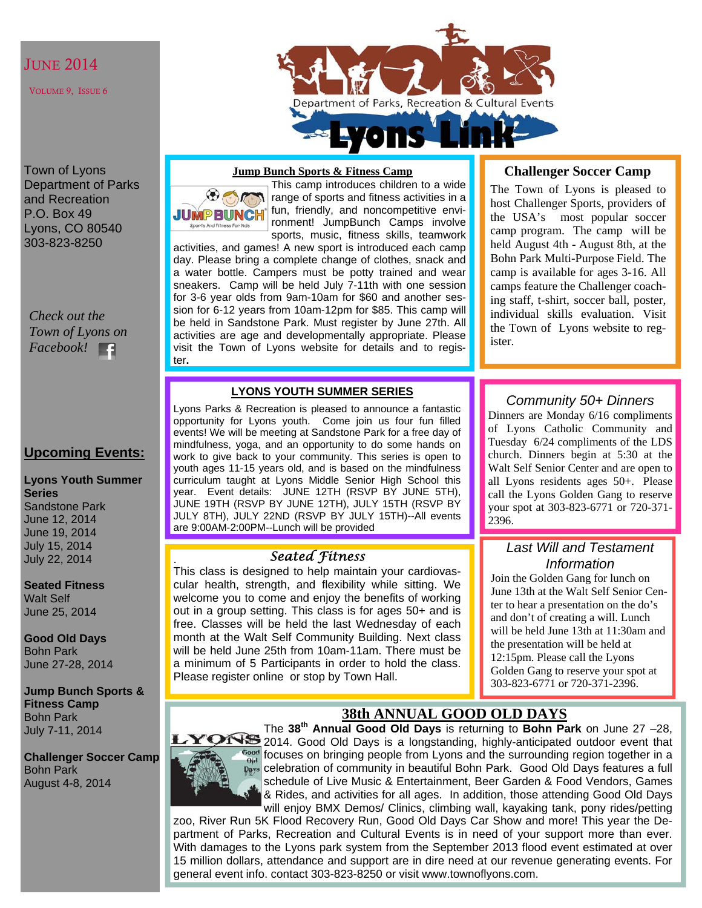# Lyons Link

Department of Parks, Recreation & Cultural Events

June 2014

Volume 9, Issue 6

Town of Lyons Department of Parks and Recreation
P.O. Box 49
Lyons, CO 80540
303-823-8250

*Check out the Town of Lyons on Facebook!*

## Upcoming Events:

**Lyons Youth Summer Series**
Sandstone Park
June 12, 2014
June 19, 2014
July 15, 2014
July 22, 2014

**Seated Fitness**
Walt Self
June 25, 2014

**Good Old Days**
Bohn Park
June 27-28, 2014

**Jump Bunch Sports & Fitness Camp**
Bohn Park
July 7-11, 2014

**Challenger Soccer Camp**
Bohn Park
August 4-8, 2014

## Jump Bunch Sports & Fitness Camp

This camp introduces children to a wide range of sports and fitness activities in a fun, friendly, and noncompetitive environment! JumpBunch Camps involve sports, music, fitness skills, teamwork activities, and games! A new sport is introduced each camp day. Please bring a complete change of clothes, snack and a water bottle. Campers must be potty trained and wear sneakers. Camp will be held July 7-11th with one session for 3-6 year olds from 9am-10am for $60 and another session for 6-12 years from 10am-12pm for $85. This camp will be held in Sandstone Park. Must register by June 27th. All activities are age and developmentally appropriate. Please visit the Town of Lyons website for details and to register.

## Challenger Soccer Camp

The Town of Lyons is pleased to host Challenger Sports, providers of the USA's most popular soccer camp program. The camp will be held August 4th - August 8th, at the Bohn Park Multi-Purpose Field. The camp is available for ages 3-16. All camps feature the Challenger coaching staff, t-shirt, soccer ball, poster, individual skills evaluation. Visit the Town of Lyons website to register.

## LYONS YOUTH SUMMER SERIES

Lyons Parks & Recreation is pleased to announce a fantastic opportunity for Lyons youth. Come join us four fun filled events! We will be meeting at Sandstone Park for a free day of mindfulness, yoga, and an opportunity to do some hands on work to give back to your community. This series is open to youth ages 11-15 years old, and is based on the mindfulness curriculum taught at Lyons Middle Senior High School this year. Event details: JUNE 12TH (RSVP BY JUNE 5TH), JUNE 19TH (RSVP BY JUNE 12TH), JULY 15TH (RSVP BY JULY 8TH), JULY 22ND (RSVP BY JULY 15TH)--All events are 9:00AM-2:00PM--Lunch will be provided

## *Community 50+ Dinners*

Dinners are Monday 6/16 compliments of Lyons Catholic Community and Tuesday 6/24 compliments of the LDS church. Dinners begin at 5:30 at the Walt Self Senior Center and are open to all Lyons residents ages 50+. Please call the Lyons Golden Gang to reserve your spot at 303-823-6771 or 720-371-2396.

## *Seated Fitness*

This class is designed to help maintain your cardiovascular health, strength, and flexibility while sitting. We welcome you to come and enjoy the benefits of working out in a group setting. This class is for ages 50+ and is free. Classes will be held the last Wednesday of each month at the Walt Self Community Building. Next class will be held June 25th from 10am-11am. There must be a minimum of 5 Participants in order to hold the class. Please register online or stop by Town Hall.

## *Last Will and Testament Information*

Join the Golden Gang for lunch on June 13th at the Walt Self Senior Center to hear a presentation on the do's and don't of creating a will. Lunch will be held June 13th at 11:30am and the presentation will be held at 12:15pm. Please call the Lyons Golden Gang to reserve your spot at 303-823-6771 or 720-371-2396.

## 38th ANNUAL GOOD OLD DAYS

The **38th Annual Good Old Days** is returning to **Bohn Park** on June 27 –28, 2014. Good Old Days is a longstanding, highly-anticipated outdoor event that focuses on bringing people from Lyons and the surrounding region together in a celebration of community in beautiful Bohn Park. Good Old Days features a full schedule of Live Music & Entertainment, Beer Garden & Food Vendors, Games & Rides, and activities for all ages. In addition, those attending Good Old Days will enjoy BMX Demos/ Clinics, climbing wall, kayaking tank, pony rides/petting zoo, River Run 5K Flood Recovery Run, Good Old Days Car Show and more! This year the Department of Parks, Recreation and Cultural Events is in need of your support more than ever. With damages to the Lyons park system from the September 2013 flood event estimated at over 15 million dollars, attendance and support are in dire need at our revenue generating events. For general event info. contact 303-823-8250 or visit www.townoflyons.com.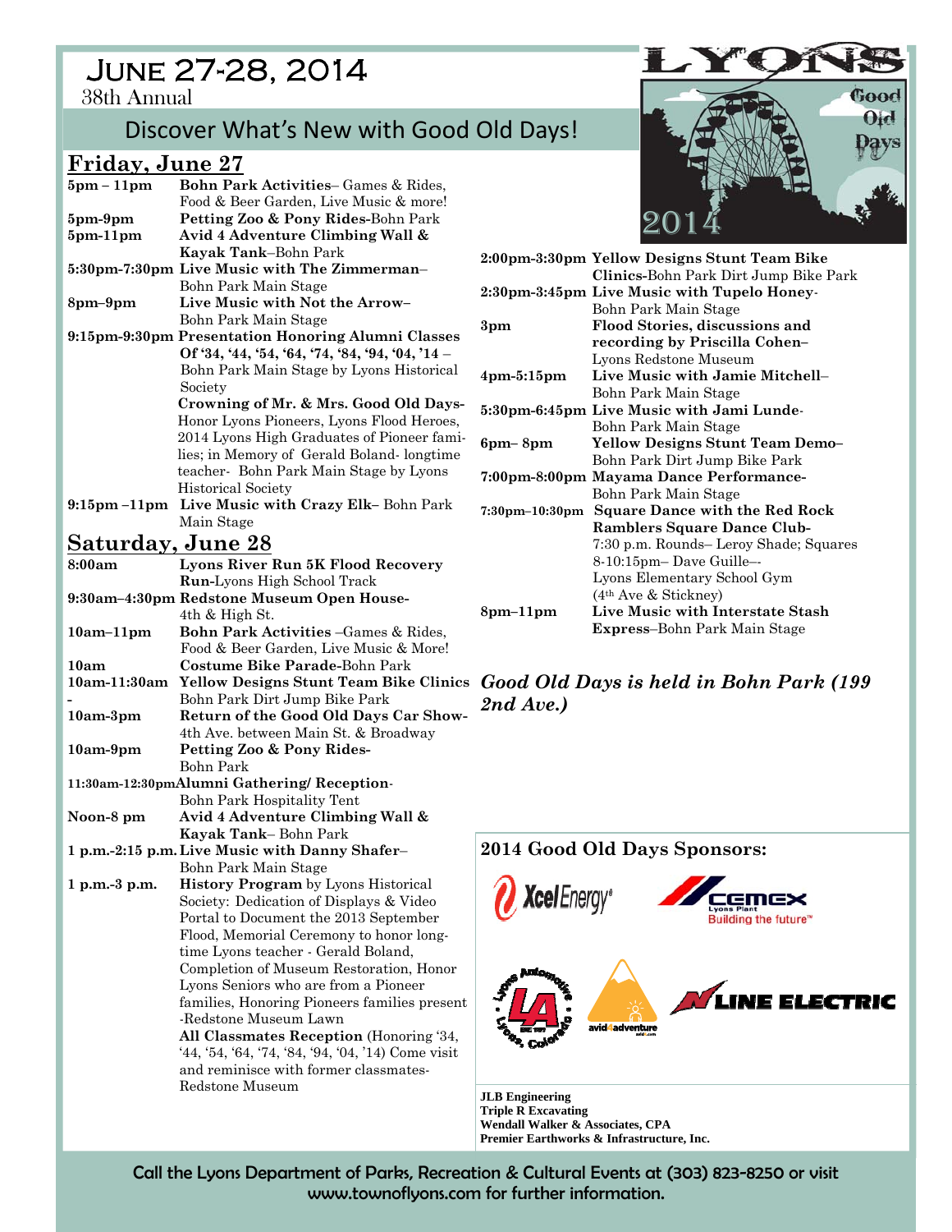# June 27-28, 2014

38th Annual

## Discover What's New with Good Old Days!

## Friday, June 27

| | |
|---|---|
| **5pm – 11pm** | **Bohn Park Activities**– Games & Rides, Food & Beer Garden, Live Music & more! |
| **5pm-9pm** | **Petting Zoo & Pony Rides**-Bohn Park |
| **5pm-11pm** | **Avid 4 Adventure Climbing Wall & Kayak Tank**–Bohn Park |
| **5:30pm-7:30pm** | **Live Music with The Zimmerman**– Bohn Park Main Stage |
| **8pm–9pm** | **Live Music with Not the Arrow**– Bohn Park Main Stage |
| **9:15pm-9:30pm** | **Presentation Honoring Alumni Classes Of '34, '44, '54, '64, '74, '84, '94, '04, '14** – Bohn Park Main Stage by Lyons Historical Society<br>**Crowning of Mr. & Mrs. Good Old Days**- Honor Lyons Pioneers, Lyons Flood Heroes, 2014 Lyons High Graduates of Pioneer families; in Memory of Gerald Boland- longtime teacher- Bohn Park Main Stage by Lyons Historical Society |
| **9:15pm –11pm** | **Live Music with Crazy Elk**– Bohn Park Main Stage |

## Saturday, June 28

| | |
|---|---|
| **8:00am** | **Lyons River Run 5K Flood Recovery Run**-Lyons High School Track |
| **9:30am–4:30pm** | **Redstone Museum Open House**- 4th & High St. |
| **10am–11pm** | **Bohn Park Activities** –Games & Rides, Food & Beer Garden, Live Music & More! |
| **10am** | **Costume Bike Parade**-Bohn Park |
| **10am-11:30am** | **Yellow Designs Stunt Team Bike Clinics** - Bohn Park Dirt Jump Bike Park |
| **10am-3pm** | **Return of the Good Old Days Car Show**- 4th Ave. between Main St. & Broadway |
| **10am-9pm** | **Petting Zoo & Pony Rides**- Bohn Park |
| **11:30am-12:30pm** | **Alumni Gathering/ Reception**- Bohn Park Hospitality Tent |
| **Noon-8 pm** | **Avid 4 Adventure Climbing Wall & Kayak Tank**– Bohn Park |
| **1 p.m.-2:15 p.m.** | **Live Music with Danny Shafer**– Bohn Park Main Stage |
| **1 p.m.-3 p.m.** | **History Program** by Lyons Historical Society: Dedication of Displays & Video Portal to Document the 2013 September Flood, Memorial Ceremony to honor longtime Lyons teacher - Gerald Boland, Completion of Museum Restoration, Honor Lyons Seniors who are from a Pioneer families, Honoring Pioneers families present -Redstone Museum Lawn<br>**All Classmates Reception** (Honoring '34, '44, '54, '64, '74, '84, '94, '04, '14) Come visit and reminisce with former classmates- Redstone Museum |
| **2:00pm-3:30pm** | **Yellow Designs Stunt Team Bike Clinics**-Bohn Park Dirt Jump Bike Park |
| **2:30pm-3:45pm** | **Live Music with Tupelo Honey**- Bohn Park Main Stage |
| **3pm** | **Flood Stories, discussions and recording by Priscilla Cohen**– Lyons Redstone Museum |
| **4pm-5:15pm** | **Live Music with Jamie Mitchell**– Bohn Park Main Stage |
| **5:30pm-6:45pm** | **Live Music with Jami Lunde**- Bohn Park Main Stage |
| **6pm– 8pm** | **Yellow Designs Stunt Team Demo**– Bohn Park Dirt Jump Bike Park |
| **7:00pm-8:00pm** | **Mayama Dance Performance**- Bohn Park Main Stage |
| **7:30pm–10:30pm** | **Square Dance with the Red Rock Ramblers Square Dance Club**- 7:30 p.m. Rounds– Leroy Shade; Squares 8-10:15pm– Dave Guille–- Lyons Elementary School Gym (4th Ave & Stickney) |
| **8pm–11pm** | **Live Music with Interstate Stash Express**–Bohn Park Main Stage |

***Good Old Days is held in Bohn Park (199 2nd Ave.)***

## 2014 Good Old Days Sponsors:

Xcel Energy

CEMEX Lyons Plant Building the future™

Lyons Automotive

avid4adventure

N Line Electric

**JLB Engineering**
**Triple R Excavating**
**Wendall Walker & Associates, CPA**
**Premier Earthworks & Infrastructure, Inc.**

Call the Lyons Department of Parks, Recreation & Cultural Events at (303) 823-8250 or visit www.townoflyons.com for further information.